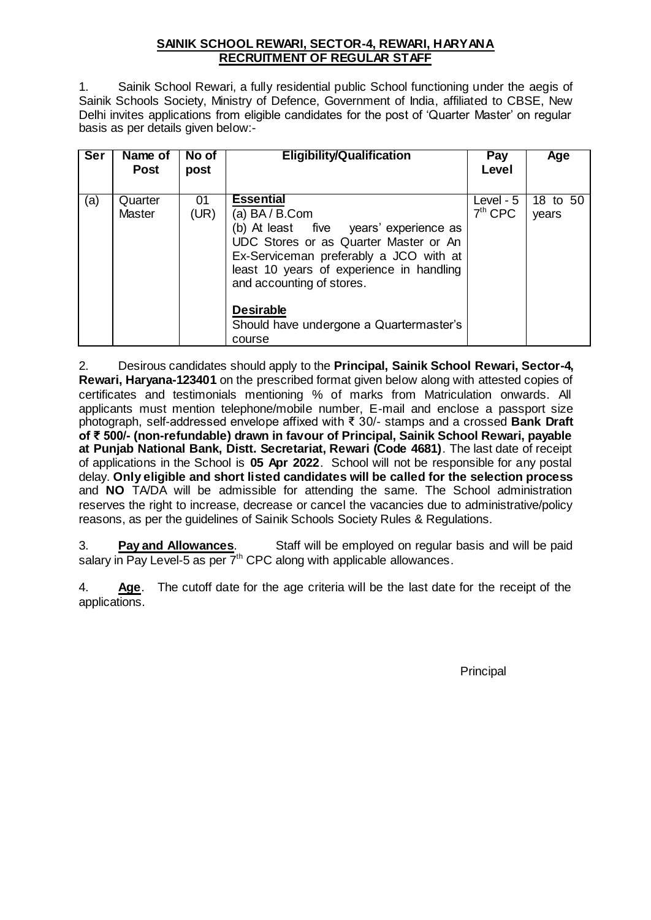# SAINIK SCHOOL REWARI, SECTOR-4, REWARI, HARYANA
## RECRUITMENT OF REGULAR STAFF

1. Sainik School Rewari, a fully residential public School functioning under the aegis of Sainik Schools Society, Ministry of Defence, Government of India, affiliated to CBSE, New Delhi invites applications from eligible candidates for the post of 'Quarter Master' on regular basis as per details given below:-

| Ser | Name of Post | No of post | Eligibility/Qualification | Pay Level | Age |
|---|---|---|---|---|---|
| (a) | Quarter Master | 01 (UR) | **Essential**<br>(a) BA / B.Com<br>(b) At least five years' experience as UDC Stores or as Quarter Master or An Ex-Serviceman preferably a JCO with at least 10 years of experience in handling and accounting of stores.<br><br>**Desirable**<br>Should have undergone a Quartermaster's course | Level - 5 7th CPC | 18 to 50 years |

2. Desirous candidates should apply to the **Principal, Sainik School Rewari, Sector-4, Rewari, Haryana-123401** on the prescribed format given below along with attested copies of certificates and testimonials mentioning % of marks from Matriculation onwards. All applicants must mention telephone/mobile number, E-mail and enclose a passport size photograph, self-addressed envelope affixed with ₹ 30/- stamps and a crossed **Bank Draft of ₹ 500/- (non-refundable) drawn in favour of Principal, Sainik School Rewari, payable at Punjab National Bank, Distt. Secretariat, Rewari (Code 4681)**. The last date of receipt of applications in the School is **05 Apr 2022**. School will not be responsible for any postal delay. **Only eligible and short listed candidates will be called for the selection process** and **NO** TA/DA will be admissible for attending the same. The School administration reserves the right to increase, decrease or cancel the vacancies due to administrative/policy reasons, as per the guidelines of Sainik Schools Society Rules & Regulations.

3. **Pay and Allowances**. Staff will be employed on regular basis and will be paid salary in Pay Level-5 as per 7th CPC along with applicable allowances.

4. **Age**. The cutoff date for the age criteria will be the last date for the receipt of the applications.

Principal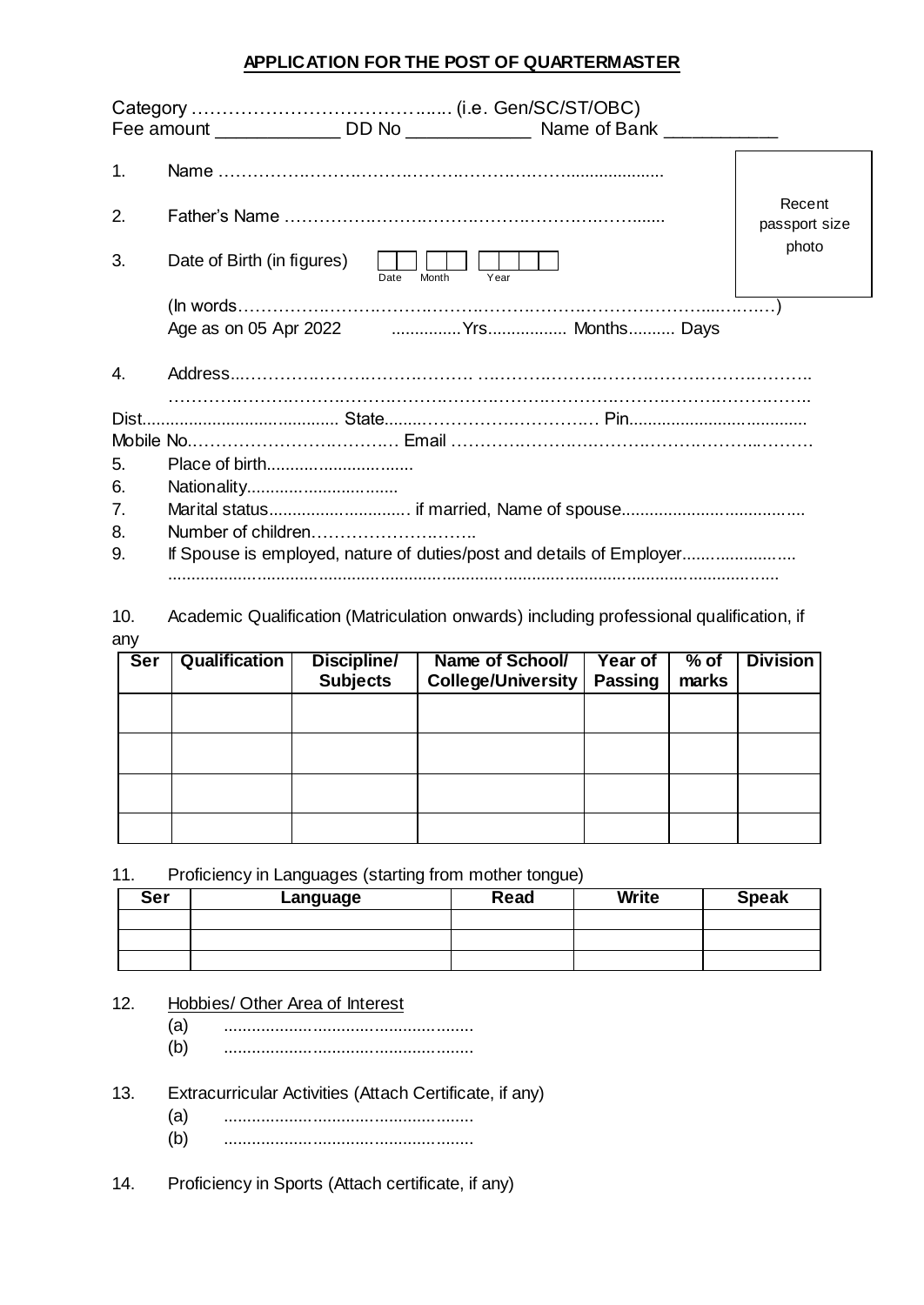## APPLICATION FOR THE POST OF QUARTERMASTER

Category …………………………………...... (i.e. Gen/SC/ST/OBC)
Fee amount ____________ DD No ____________ Name of Bank ___________

Recent passport size photo

1. Name ……………………………………………………….....................

2. Father's Name …………………………………………………….......

3. Date of Birth (in figures) [ ][ ] [ ][ ] [ ][ ][ ][ ] (Date / Month / Year)

   (In words…………………………………………………………………………...………)
   Age as on 05 Apr 2022 ...............Yrs................. Months.......... Days

4. Address...………………………………………. ……………………………………………….
   ……………………………………………………………………………………………………..

Dist......................................... State........………………………… Pin......................................
Mobile No.……………………………….… Email ……………………………………………..………

5. Place of birth...............................
6. Nationality................................
7. Marital status.............................. if married, Name of spouse......................................
8. Number of children………………………..
9. If Spouse is employed, nature of duties/post and details of Employer........................
   .....................................................................................................................

10. Academic Qualification (Matriculation onwards) including professional qualification, if any

| Ser | Qualification | Discipline/ Subjects | Name of School/ College/University | Year of Passing | % of marks | Division |
|---|---|---|---|---|---|---|
| | | | | | | |
| | | | | | | |
| | | | | | | |
| | | | | | | |

11. Proficiency in Languages (starting from mother tongue)

| Ser | Language | Read | Write | Speak |
|---|---|---|---|---|
| | | | | |
| | | | | |
| | | | | |

12. Hobbies/ Other Area of Interest
    (a) .....................................................
    (b) .....................................................

13. Extracurricular Activities (Attach Certificate, if any)
    (a) .....................................................
    (b) .....................................................

14. Proficiency in Sports (Attach certificate, if any)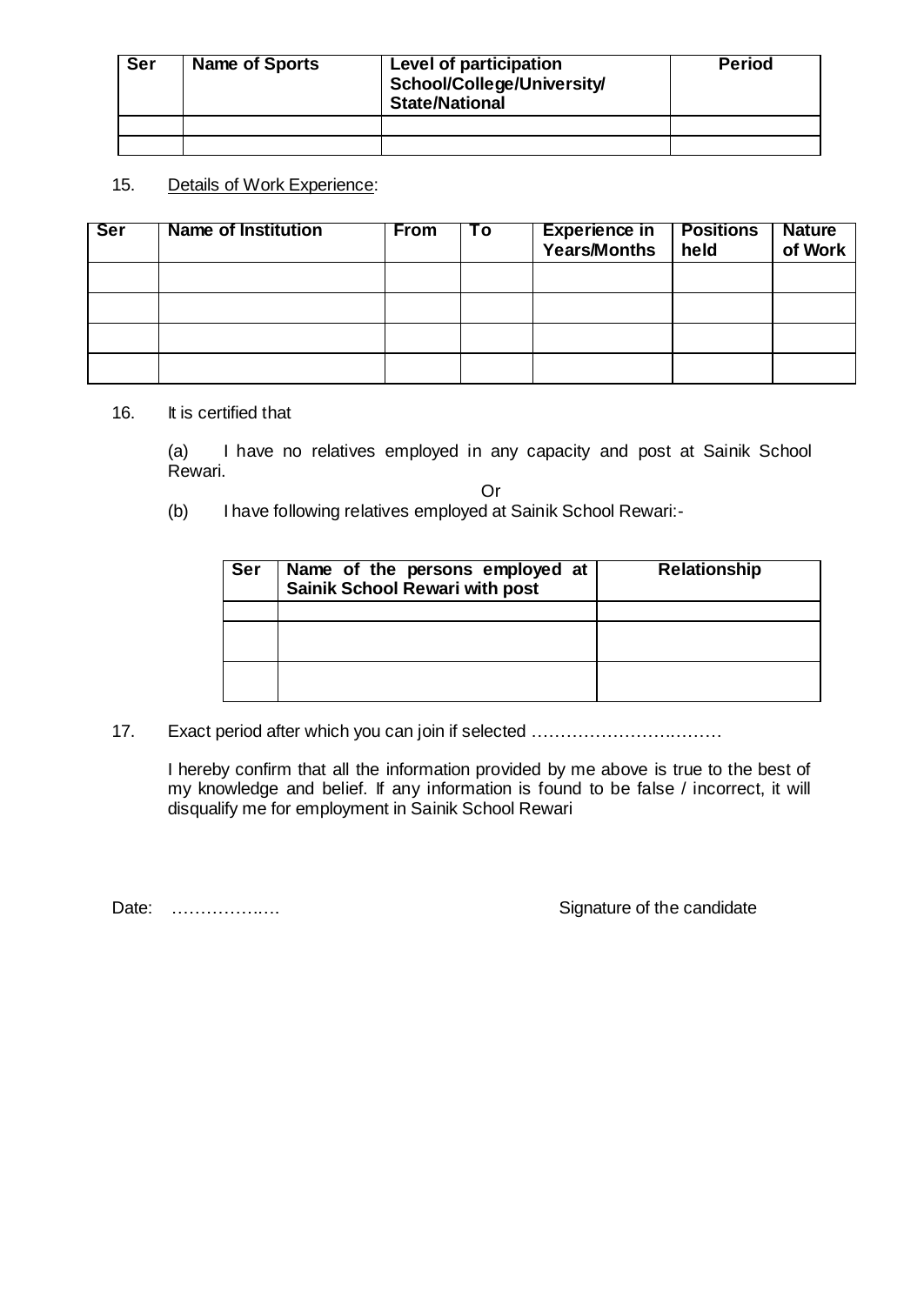| Ser | Name of Sports | Level of participation School/College/University/ State/National | Period |
|---|---|---|---|
| | | | |
| | | | |

15. Details of Work Experience:

| Ser | Name of Institution | From | To | Experience in Years/Months | Positions held | Nature of Work |
|---|---|---|---|---|---|---|
| | | | | | | |
| | | | | | | |
| | | | | | | |
| | | | | | | |

16. It is certified that

(a) I have no relatives employed in any capacity and post at Sainik School Rewari.

Or

(b) I have following relatives employed at Sainik School Rewari:-

| Ser | Name of the persons employed at Sainik School Rewari with post | Relationship |
|---|---|---|
| | | |
| | | |
| | | |

17. Exact period after which you can join if selected ……………………….………

I hereby confirm that all the information provided by me above is true to the best of my knowledge and belief. If any information is found to be false / incorrect, it will disqualify me for employment in Sainik School Rewari

Date: ……………..…

Signature of the candidate